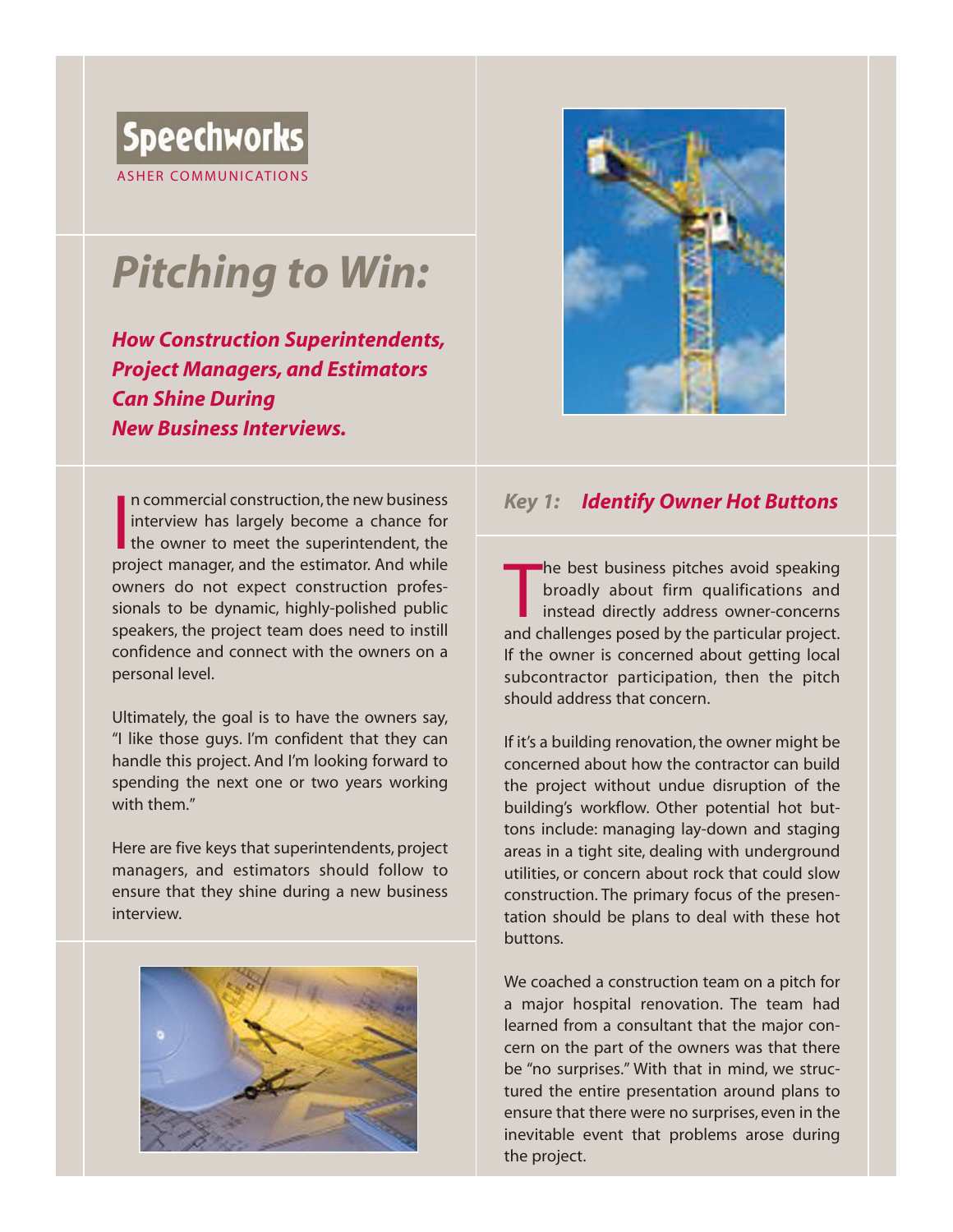Speechworks

ASHER COMMUNICATIONS

# *Pitching to Win:*

## ***How Construction Superintendents, Project Managers, and Estimators Can Shine During New Business Interviews.***

In commercial construction, the new business interview has largely become a chance for the owner to meet the superintendent, the project manager, and the estimator. And while owners do not expect construction professionals to be dynamic, highly-polished public speakers, the project team does need to instill confidence and connect with the owners on a personal level.

Ultimately, the goal is to have the owners say, "I like those guys. I'm confident that they can handle this project. And I'm looking forward to spending the next one or two years working with them."

Here are five keys that superintendents, project managers, and estimators should follow to ensure that they shine during a new business interview.

### *Key 1: Identify Owner Hot Buttons*

The best business pitches avoid speaking broadly about firm qualifications and instead directly address owner-concerns and challenges posed by the particular project. If the owner is concerned about getting local subcontractor participation, then the pitch should address that concern.

If it's a building renovation, the owner might be concerned about how the contractor can build the project without undue disruption of the building's workflow. Other potential hot buttons include: managing lay-down and staging areas in a tight site, dealing with underground utilities, or concern about rock that could slow construction. The primary focus of the presentation should be plans to deal with these hot buttons.

We coached a construction team on a pitch for a major hospital renovation. The team had learned from a consultant that the major concern on the part of the owners was that there be "no surprises." With that in mind, we structured the entire presentation around plans to ensure that there were no surprises, even in the inevitable event that problems arose during the project.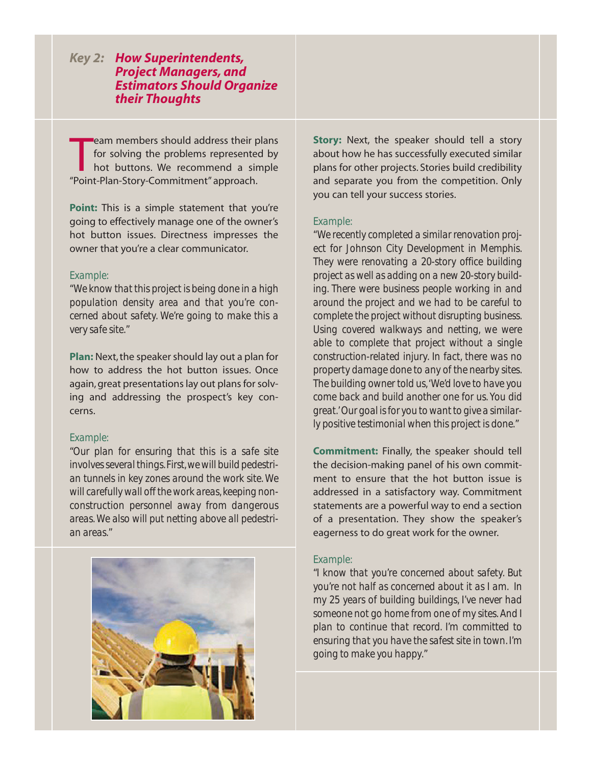## Key 2: How Superintendents, Project Managers, and Estimators Should Organize their Thoughts

Team members should address their plans for solving the problems represented by hot buttons. We recommend a simple "Point-Plan-Story-Commitment" approach.

**Point:** This is a simple statement that you're going to effectively manage one of the owner's hot button issues. Directness impresses the owner that you're a clear communicator.

Example:

*"We know that this project is being done in a high population density area and that you're concerned about safety. We're going to make this a very safe site."*

**Plan:** Next, the speaker should lay out a plan for how to address the hot button issues. Once again, great presentations lay out plans for solving and addressing the prospect's key concerns.

Example:

*"Our plan for ensuring that this is a safe site involves several things. First, we will build pedestrian tunnels in key zones around the work site. We will carefully wall off the work areas, keeping non-construction personnel away from dangerous areas. We also will put netting above all pedestrian areas."*

**Story:** Next, the speaker should tell a story about how he has successfully executed similar plans for other projects. Stories build credibility and separate you from the competition. Only you can tell your success stories.

Example:

*"We recently completed a similar renovation project for Johnson City Development in Memphis. They were renovating a 20-story office building project as well as adding on a new 20-story building. There were business people working in and around the project and we had to be careful to complete the project without disrupting business. Using covered walkways and netting, we were able to complete that project without a single construction-related injury. In fact, there was no property damage done to any of the nearby sites. The building owner told us, 'We'd love to have you come back and build another one for us. You did great.' Our goal is for you to want to give a similarly positive testimonial when this project is done."*

**Commitment:** Finally, the speaker should tell the decision-making panel of his own commitment to ensure that the hot button issue is addressed in a satisfactory way. Commitment statements are a powerful way to end a section of a presentation. They show the speaker's eagerness to do great work for the owner.

Example:

*"I know that you're concerned about safety. But you're not half as concerned about it as I am. In my 25 years of building buildings, I've never had someone not go home from one of my sites. And I plan to continue that record. I'm committed to ensuring that you have the safest site in town. I'm going to make you happy."*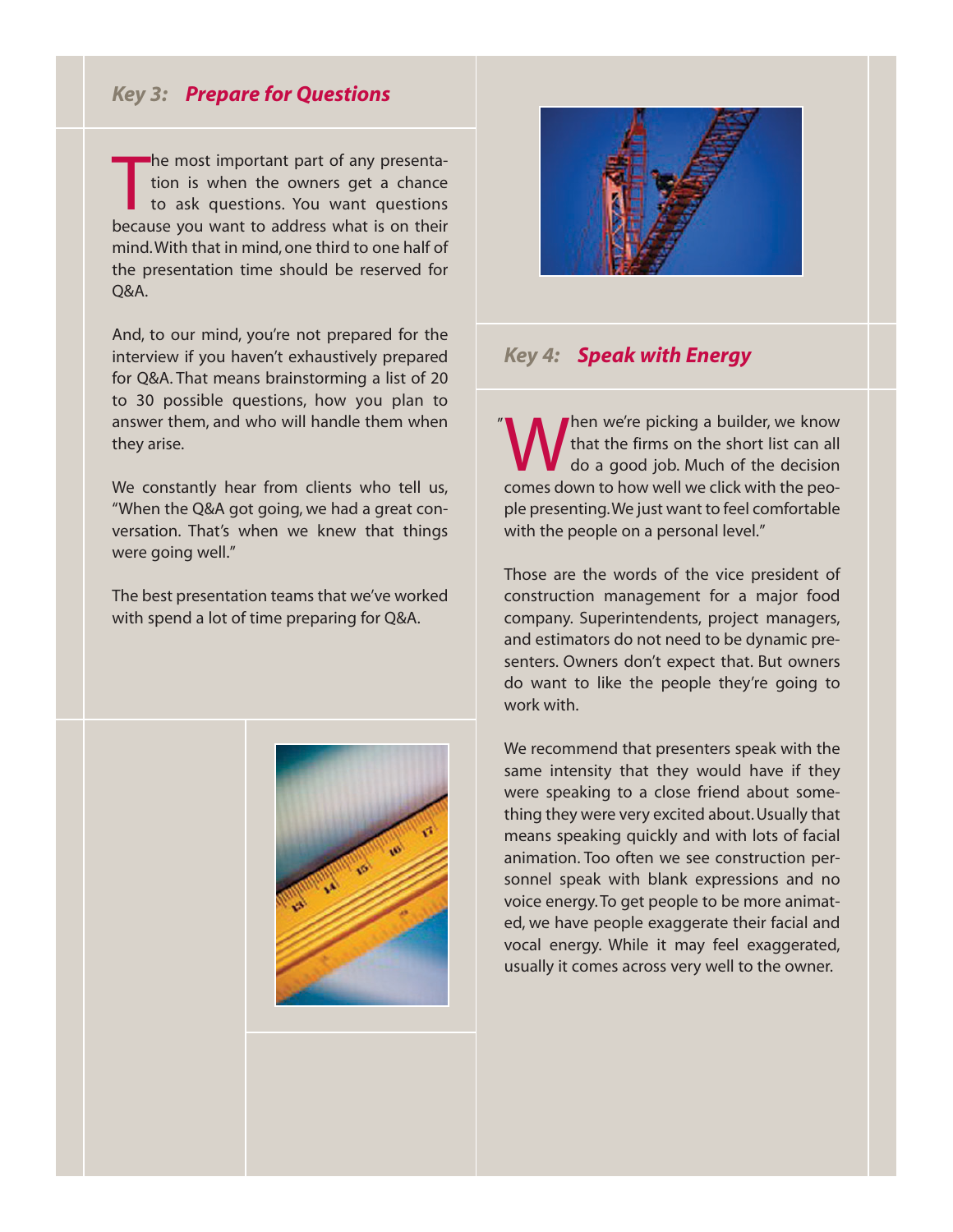## Key 3: Prepare for Questions

The most important part of any presentation is when the owners get a chance to ask questions. You want questions because you want to address what is on their mind. With that in mind, one third to one half of the presentation time should be reserved for Q&A.

And, to our mind, you're not prepared for the interview if you haven't exhaustively prepared for Q&A. That means brainstorming a list of 20 to 30 possible questions, how you plan to answer them, and who will handle them when they arise.

We constantly hear from clients who tell us, "When the Q&A got going, we had a great conversation. That's when we knew that things were going well."

The best presentation teams that we've worked with spend a lot of time preparing for Q&A.

## Key 4: Speak with Energy

"When we're picking a builder, we know that the firms on the short list can all do a good job. Much of the decision comes down to how well we click with the people presenting. We just want to feel comfortable with the people on a personal level."

Those are the words of the vice president of construction management for a major food company. Superintendents, project managers, and estimators do not need to be dynamic presenters. Owners don't expect that. But owners do want to like the people they're going to work with.

We recommend that presenters speak with the same intensity that they would have if they were speaking to a close friend about something they were very excited about. Usually that means speaking quickly and with lots of facial animation. Too often we see construction personnel speak with blank expressions and no voice energy. To get people to be more animated, we have people exaggerate their facial and vocal energy. While it may feel exaggerated, usually it comes across very well to the owner.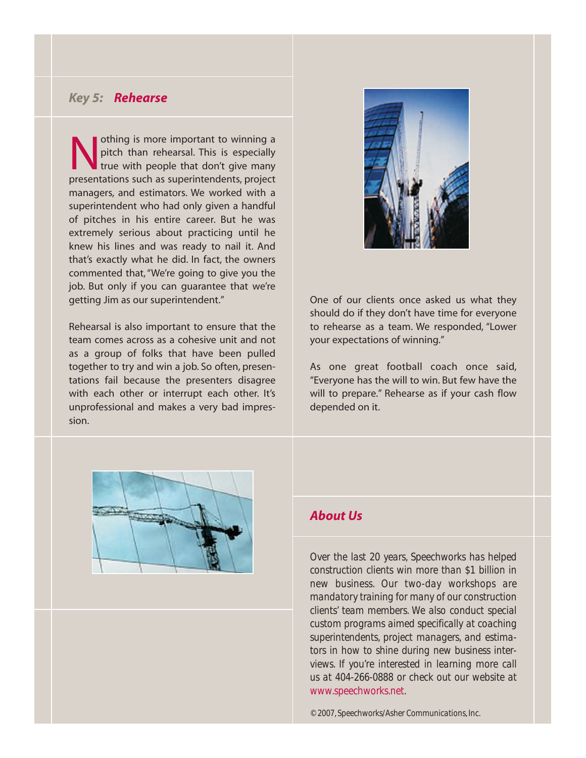## *Key 5: Rehearse*

Nothing is more important to winning a pitch than rehearsal. This is especially true with people that don't give many presentations such as superintendents, project managers, and estimators. We worked with a superintendent who had only given a handful of pitches in his entire career. But he was extremely serious about practicing until he knew his lines and was ready to nail it. And that's exactly what he did. In fact, the owners commented that, "We're going to give you the job. But only if you can guarantee that we're getting Jim as our superintendent."

Rehearsal is also important to ensure that the team comes across as a cohesive unit and not as a group of folks that have been pulled together to try and win a job. So often, presentations fail because the presenters disagree with each other or interrupt each other. It's unprofessional and makes a very bad impression.

One of our clients once asked us what they should do if they don't have time for everyone to rehearse as a team. We responded, "Lower your expectations of winning."

As one great football coach once said, "Everyone has the will to win. But few have the will to prepare." Rehearse as if your cash flow depended on it.

## *About Us*

*Over the last 20 years, Speechworks has helped construction clients win more than $1 billion in new business. Our two-day workshops are mandatory training for many of our construction clients' team members. We also conduct special custom programs aimed specifically at coaching superintendents, project managers, and estimators in how to shine during new business interviews. If you're interested in learning more call us at 404-266-0888 or check out our website at www.speechworks.net.*

© 2007, Speechworks/Asher Communications, Inc.